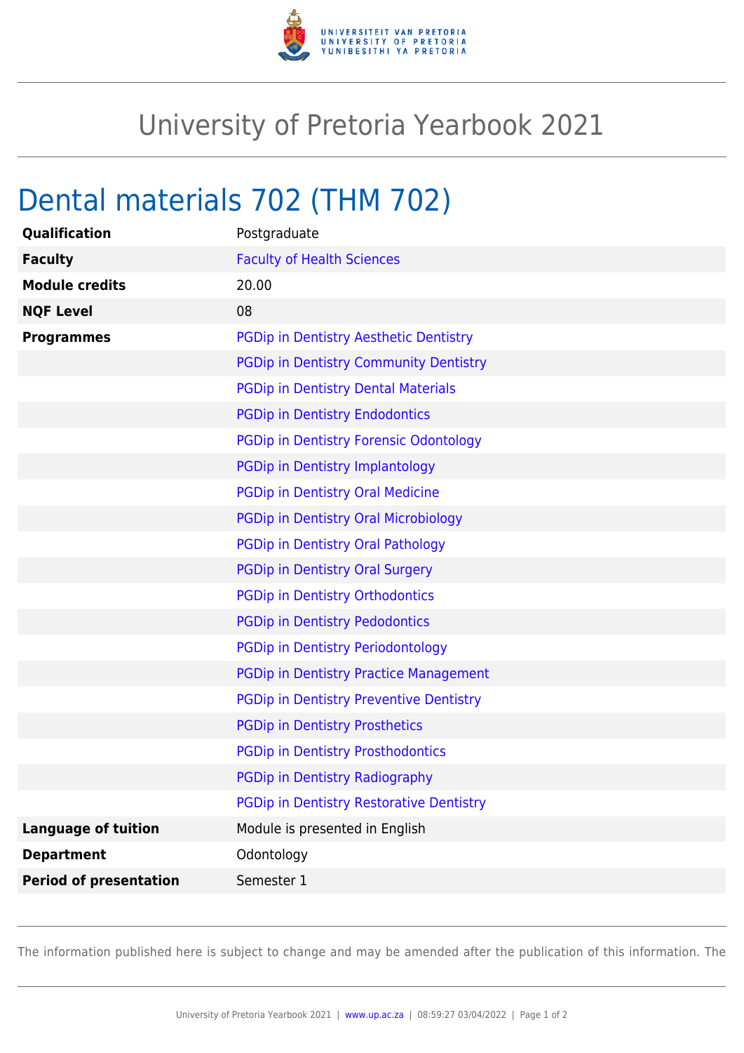# University of Pretoria Yearbook 2021

## Dental materials 702 (THM 702)

| | |
|---|---|
| **Qualification** | Postgraduate |
| **Faculty** | Faculty of Health Sciences |
| **Module credits** | 20.00 |
| **NQF Level** | 08 |
| **Programmes** | PGDip in Dentistry Aesthetic Dentistry |
| | PGDip in Dentistry Community Dentistry |
| | PGDip in Dentistry Dental Materials |
| | PGDip in Dentistry Endodontics |
| | PGDip in Dentistry Forensic Odontology |
| | PGDip in Dentistry Implantology |
| | PGDip in Dentistry Oral Medicine |
| | PGDip in Dentistry Oral Microbiology |
| | PGDip in Dentistry Oral Pathology |
| | PGDip in Dentistry Oral Surgery |
| | PGDip in Dentistry Orthodontics |
| | PGDip in Dentistry Pedodontics |
| | PGDip in Dentistry Periodontology |
| | PGDip in Dentistry Practice Management |
| | PGDip in Dentistry Preventive Dentistry |
| | PGDip in Dentistry Prosthetics |
| | PGDip in Dentistry Prosthodontics |
| | PGDip in Dentistry Radiography |
| | PGDip in Dentistry Restorative Dentistry |
| **Language of tuition** | Module is presented in English |
| **Department** | Odontology |
| **Period of presentation** | Semester 1 |

The information published here is subject to change and may be amended after the publication of this information. The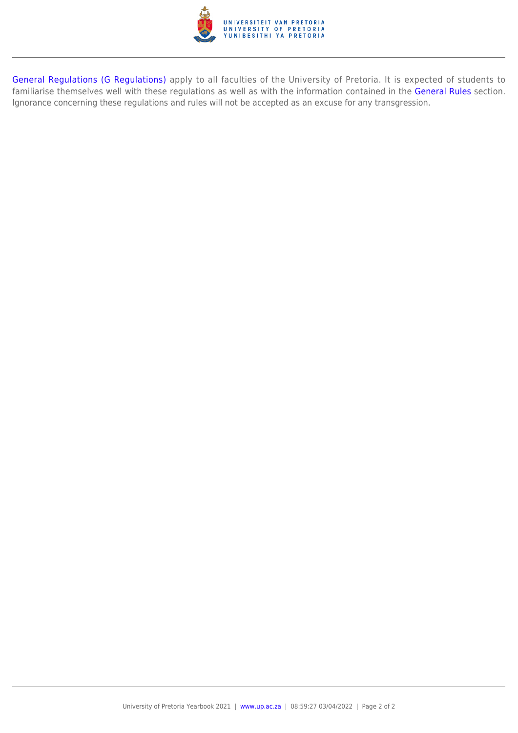General Regulations (G Regulations) apply to all faculties of the University of Pretoria. It is expected of students to familiarise themselves well with these regulations as well as with the information contained in the General Rules section. Ignorance concerning these regulations and rules will not be accepted as an excuse for any transgression.